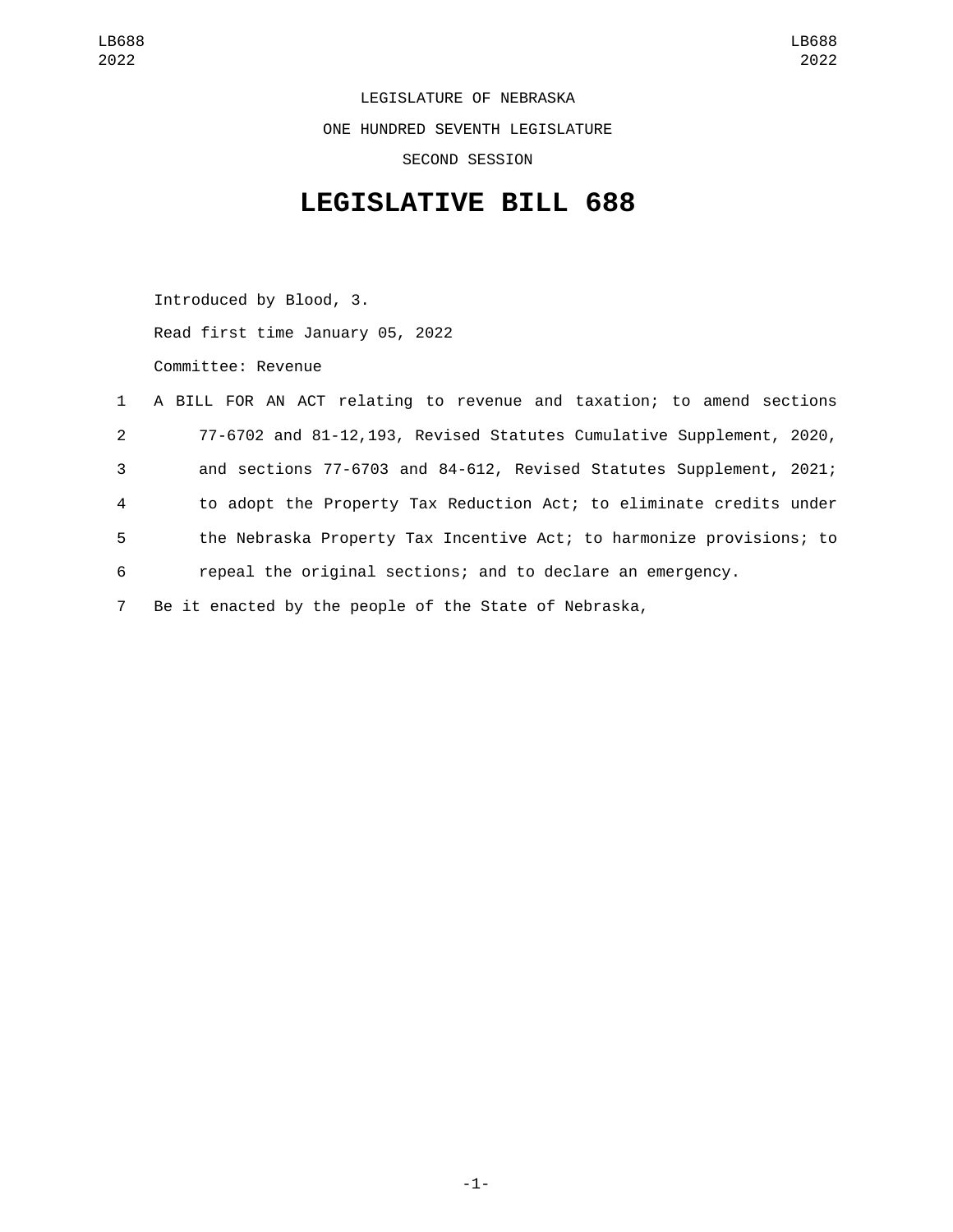LEGISLATURE OF NEBRASKA

ONE HUNDRED SEVENTH LEGISLATURE

SECOND SESSION

# LEGISLATIVE BILL 688

Introduced by Blood, 3.

Read first time January 05, 2022

Committee: Revenue

1 A BILL FOR AN ACT relating to revenue and taxation; to amend sections
2 77-6702 and 81-12,193, Revised Statutes Cumulative Supplement, 2020,
3 and sections 77-6703 and 84-612, Revised Statutes Supplement, 2021;
4 to adopt the Property Tax Reduction Act; to eliminate credits under
5 the Nebraska Property Tax Incentive Act; to harmonize provisions; to
6 repeal the original sections; and to declare an emergency.

7 Be it enacted by the people of the State of Nebraska,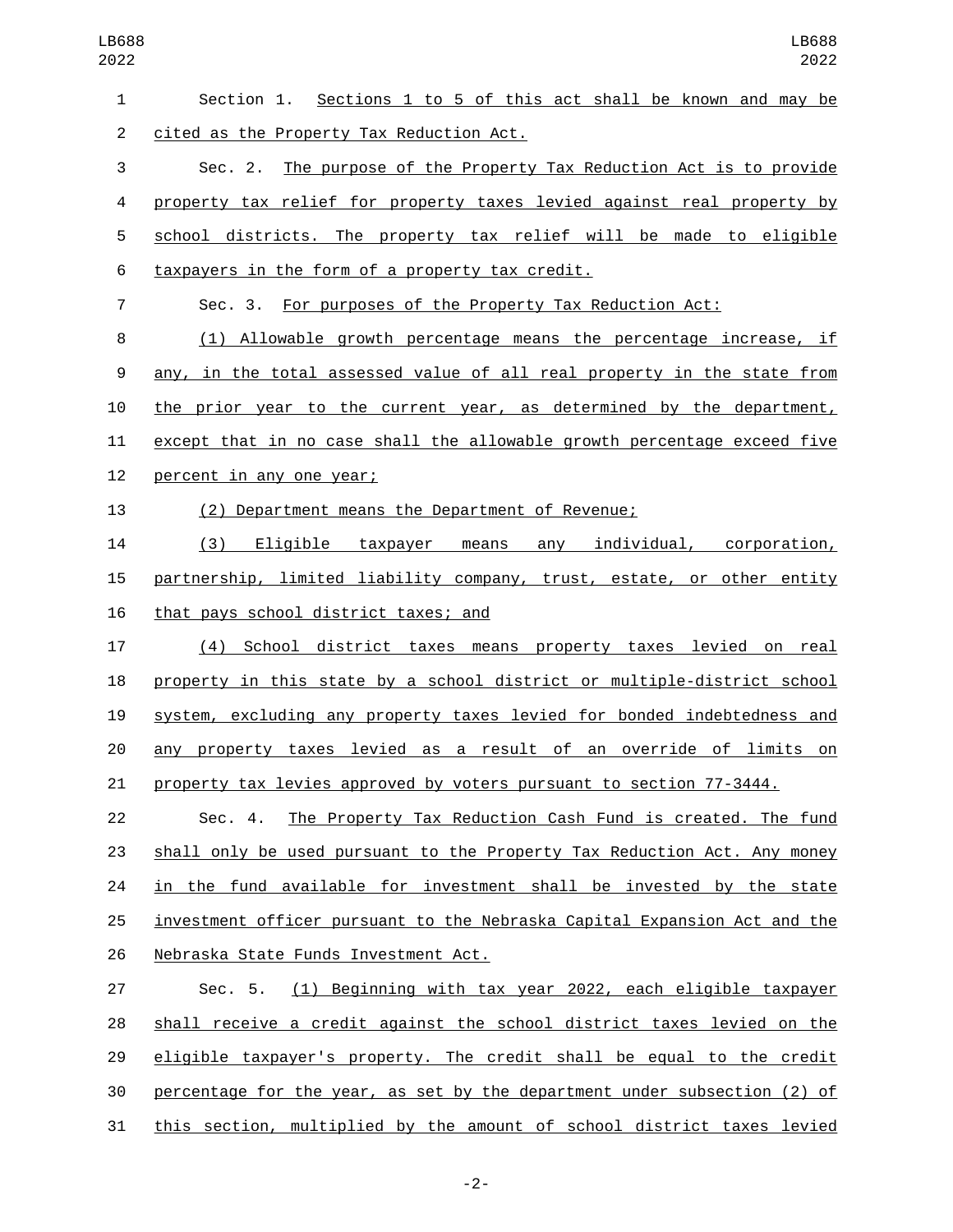Section 1. Sections 1 to 5 of this act shall be known and may be cited as the Property Tax Reduction Act.

Sec. 2. The purpose of the Property Tax Reduction Act is to provide property tax relief for property taxes levied against real property by school districts. The property tax relief will be made to eligible taxpayers in the form of a property tax credit.

Sec. 3. For purposes of the Property Tax Reduction Act:

(1) Allowable growth percentage means the percentage increase, if any, in the total assessed value of all real property in the state from the prior year to the current year, as determined by the department, except that in no case shall the allowable growth percentage exceed five percent in any one year;

(2) Department means the Department of Revenue;

(3) Eligible taxpayer means any individual, corporation, partnership, limited liability company, trust, estate, or other entity that pays school district taxes; and

(4) School district taxes means property taxes levied on real property in this state by a school district or multiple-district school system, excluding any property taxes levied for bonded indebtedness and any property taxes levied as a result of an override of limits on property tax levies approved by voters pursuant to section 77-3444.

Sec. 4. The Property Tax Reduction Cash Fund is created. The fund shall only be used pursuant to the Property Tax Reduction Act. Any money in the fund available for investment shall be invested by the state investment officer pursuant to the Nebraska Capital Expansion Act and the Nebraska State Funds Investment Act.

Sec. 5. (1) Beginning with tax year 2022, each eligible taxpayer shall receive a credit against the school district taxes levied on the eligible taxpayer's property. The credit shall be equal to the credit percentage for the year, as set by the department under subsection (2) of this section, multiplied by the amount of school district taxes levied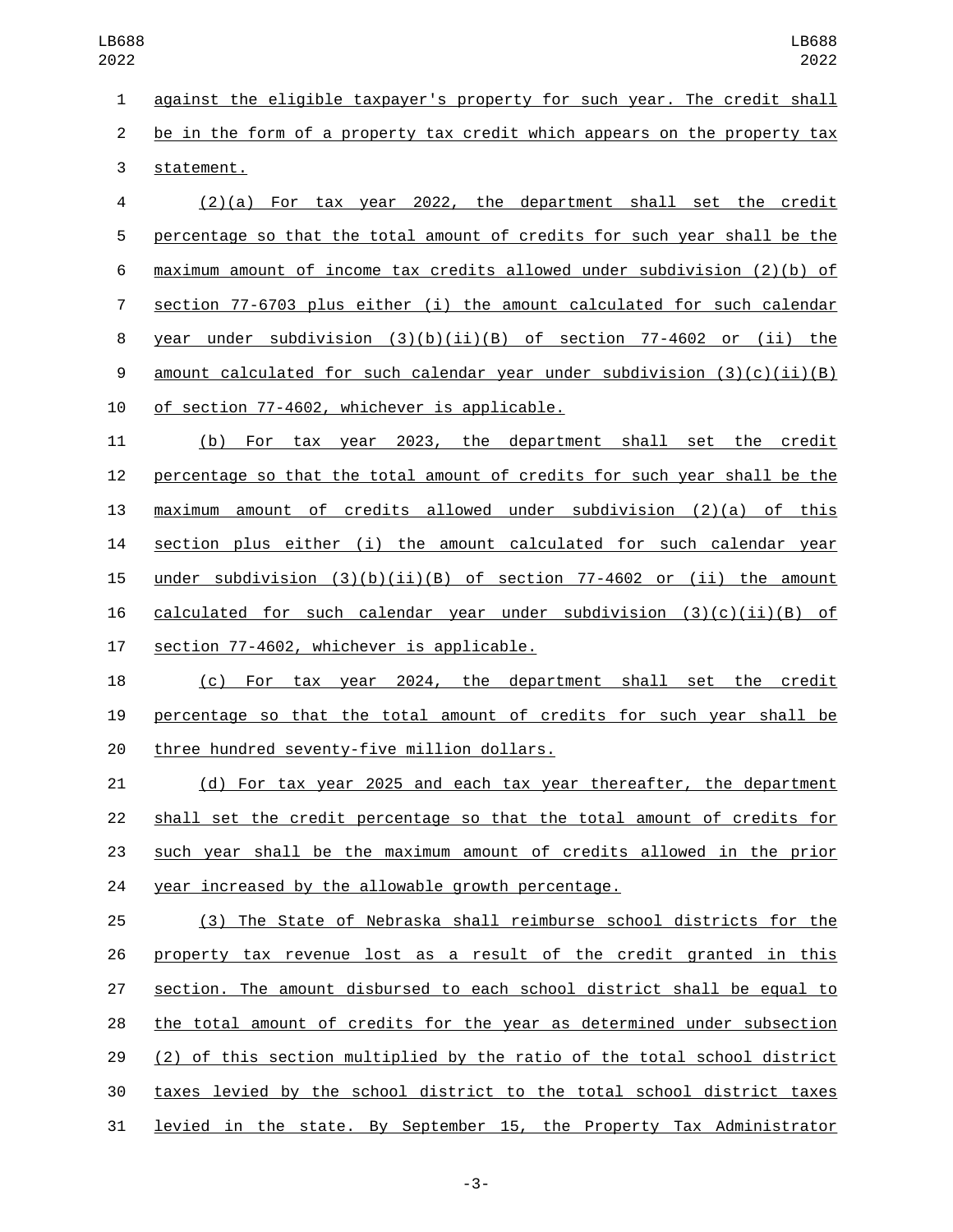against the eligible taxpayer's property for such year. The credit shall be in the form of a property tax credit which appears on the property tax statement.

(2)(a) For tax year 2022, the department shall set the credit percentage so that the total amount of credits for such year shall be the maximum amount of income tax credits allowed under subdivision (2)(b) of section 77-6703 plus either (i) the amount calculated for such calendar year under subdivision (3)(b)(ii)(B) of section 77-4602 or (ii) the amount calculated for such calendar year under subdivision (3)(c)(ii)(B) of section 77-4602, whichever is applicable.

(b) For tax year 2023, the department shall set the credit percentage so that the total amount of credits for such year shall be the maximum amount of credits allowed under subdivision (2)(a) of this section plus either (i) the amount calculated for such calendar year under subdivision (3)(b)(ii)(B) of section 77-4602 or (ii) the amount calculated for such calendar year under subdivision (3)(c)(ii)(B) of section 77-4602, whichever is applicable.

(c) For tax year 2024, the department shall set the credit percentage so that the total amount of credits for such year shall be three hundred seventy-five million dollars.

(d) For tax year 2025 and each tax year thereafter, the department shall set the credit percentage so that the total amount of credits for such year shall be the maximum amount of credits allowed in the prior year increased by the allowable growth percentage.

(3) The State of Nebraska shall reimburse school districts for the property tax revenue lost as a result of the credit granted in this section. The amount disbursed to each school district shall be equal to the total amount of credits for the year as determined under subsection (2) of this section multiplied by the ratio of the total school district taxes levied by the school district to the total school district taxes levied in the state. By September 15, the Property Tax Administrator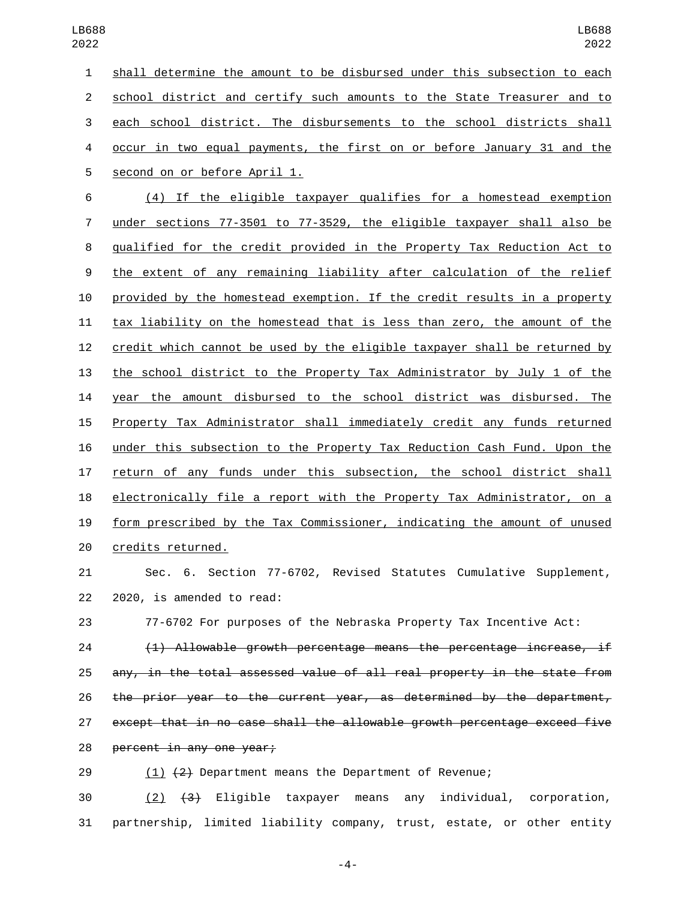shall determine the amount to be disbursed under this subsection to each school district and certify such amounts to the State Treasurer and to each school district. The disbursements to the school districts shall occur in two equal payments, the first on or before January 31 and the second on or before April 1.

(4) If the eligible taxpayer qualifies for a homestead exemption under sections 77-3501 to 77-3529, the eligible taxpayer shall also be qualified for the credit provided in the Property Tax Reduction Act to the extent of any remaining liability after calculation of the relief provided by the homestead exemption. If the credit results in a property tax liability on the homestead that is less than zero, the amount of the credit which cannot be used by the eligible taxpayer shall be returned by the school district to the Property Tax Administrator by July 1 of the year the amount disbursed to the school district was disbursed. The Property Tax Administrator shall immediately credit any funds returned under this subsection to the Property Tax Reduction Cash Fund. Upon the return of any funds under this subsection, the school district shall electronically file a report with the Property Tax Administrator, on a form prescribed by the Tax Commissioner, indicating the amount of unused credits returned.

Sec. 6. Section 77-6702, Revised Statutes Cumulative Supplement, 2020, is amended to read:

77-6702 For purposes of the Nebraska Property Tax Incentive Act:

~~(1) Allowable growth percentage means the percentage increase, if any, in the total assessed value of all real property in the state from the prior year to the current year, as determined by the department, except that in no case shall the allowable growth percentage exceed five percent in any one year;~~

(1) ~~(2)~~ Department means the Department of Revenue;

(2) ~~(3)~~ Eligible taxpayer means any individual, corporation, partnership, limited liability company, trust, estate, or other entity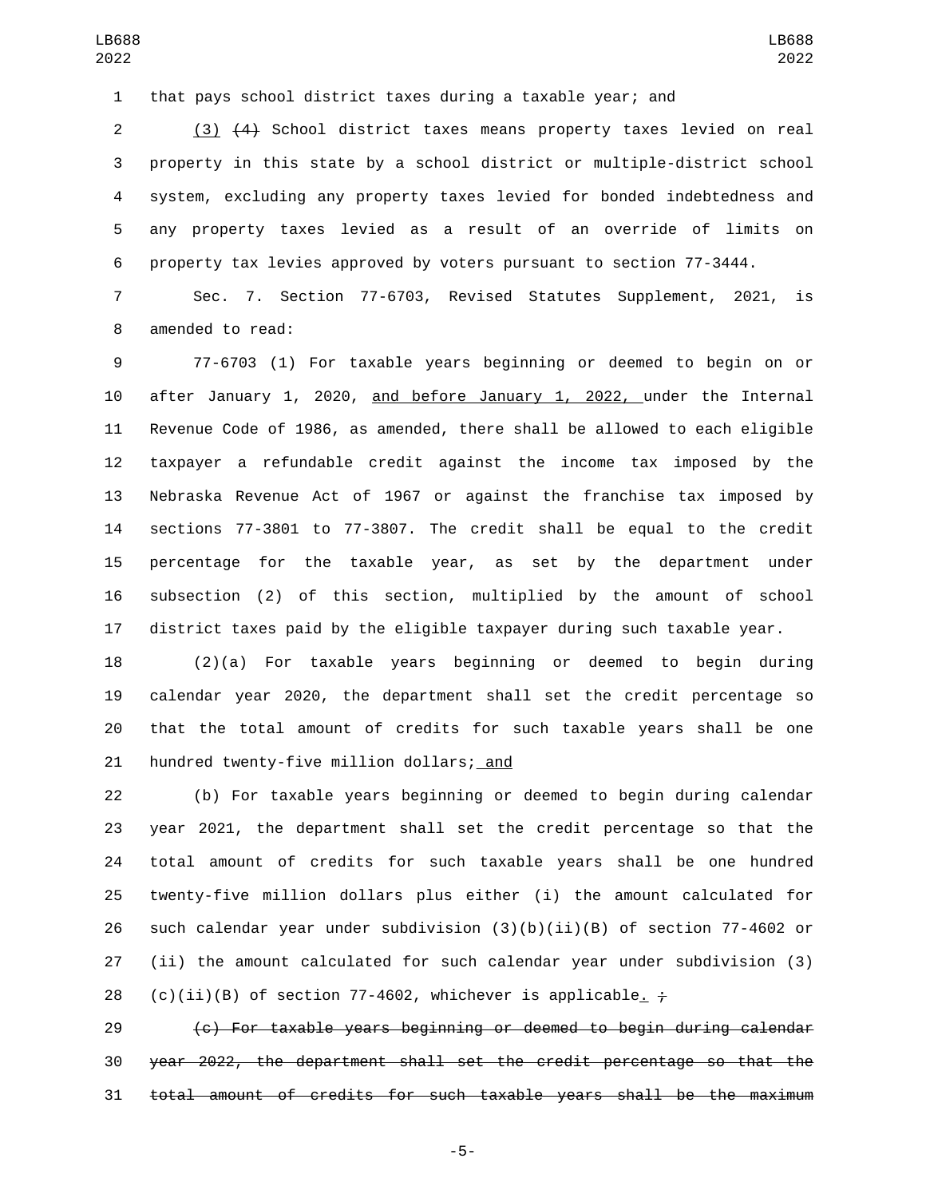that pays school district taxes during a taxable year; and

<u>(3)</u> ~~(4)~~ School district taxes means property taxes levied on real property in this state by a school district or multiple-district school system, excluding any property taxes levied for bonded indebtedness and any property taxes levied as a result of an override of limits on property tax levies approved by voters pursuant to section 77-3444.

Sec. 7. Section 77-6703, Revised Statutes Supplement, 2021, is amended to read:

77-6703 (1) For taxable years beginning or deemed to begin on or after January 1, 2020, <u>and before January 1, 2022,</u> under the Internal Revenue Code of 1986, as amended, there shall be allowed to each eligible taxpayer a refundable credit against the income tax imposed by the Nebraska Revenue Act of 1967 or against the franchise tax imposed by sections 77-3801 to 77-3807. The credit shall be equal to the credit percentage for the taxable year, as set by the department under subsection (2) of this section, multiplied by the amount of school district taxes paid by the eligible taxpayer during such taxable year.

(2)(a) For taxable years beginning or deemed to begin during calendar year 2020, the department shall set the credit percentage so that the total amount of credits for such taxable years shall be one hundred twenty-five million dollars;<u> and</u>

(b) For taxable years beginning or deemed to begin during calendar year 2021, the department shall set the credit percentage so that the total amount of credits for such taxable years shall be one hundred twenty-five million dollars plus either (i) the amount calculated for such calendar year under subdivision (3)(b)(ii)(B) of section 77-4602 or (ii) the amount calculated for such calendar year under subdivision (3)(c)(ii)(B) of section 77-4602, whichever is applicable<u>.</u> ~~;~~

~~(c) For taxable years beginning or deemed to begin during calendar year 2022, the department shall set the credit percentage so that the total amount of credits for such taxable years shall be the maximum~~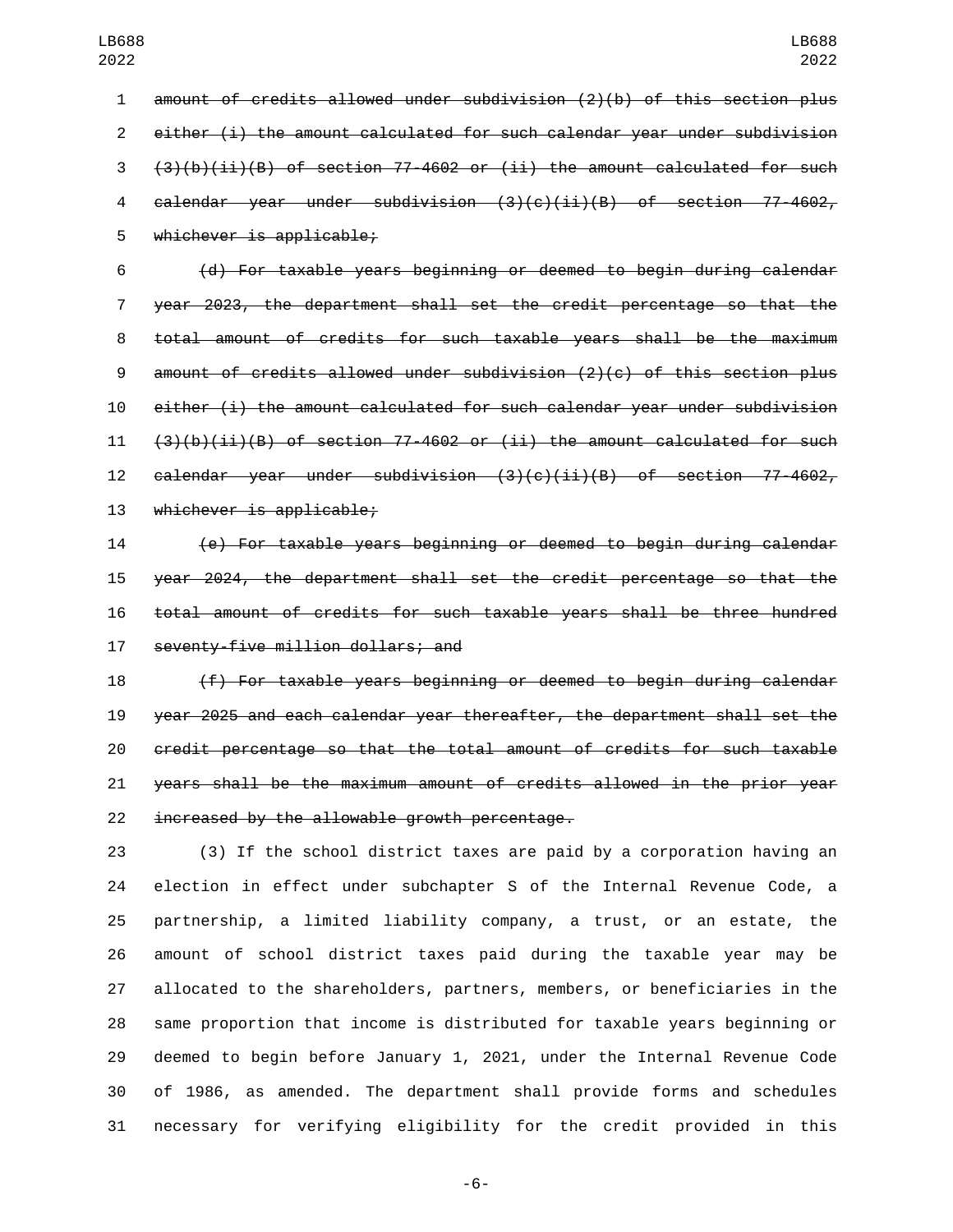~~amount of credits allowed under subdivision (2)(b) of this section plus either (i) the amount calculated for such calendar year under subdivision (3)(b)(ii)(B) of section 77-4602 or (ii) the amount calculated for such calendar year under subdivision (3)(c)(ii)(B) of section 77-4602, whichever is applicable;~~

~~(d) For taxable years beginning or deemed to begin during calendar year 2023, the department shall set the credit percentage so that the total amount of credits for such taxable years shall be the maximum amount of credits allowed under subdivision (2)(c) of this section plus either (i) the amount calculated for such calendar year under subdivision (3)(b)(ii)(B) of section 77-4602 or (ii) the amount calculated for such calendar year under subdivision (3)(c)(ii)(B) of section 77-4602, whichever is applicable;~~

~~(e) For taxable years beginning or deemed to begin during calendar year 2024, the department shall set the credit percentage so that the total amount of credits for such taxable years shall be three hundred seventy-five million dollars; and~~

~~(f) For taxable years beginning or deemed to begin during calendar year 2025 and each calendar year thereafter, the department shall set the credit percentage so that the total amount of credits for such taxable years shall be the maximum amount of credits allowed in the prior year increased by the allowable growth percentage.~~

(3) If the school district taxes are paid by a corporation having an election in effect under subchapter S of the Internal Revenue Code, a partnership, a limited liability company, a trust, or an estate, the amount of school district taxes paid during the taxable year may be allocated to the shareholders, partners, members, or beneficiaries in the same proportion that income is distributed for taxable years beginning or deemed to begin before January 1, 2021, under the Internal Revenue Code of 1986, as amended. The department shall provide forms and schedules necessary for verifying eligibility for the credit provided in this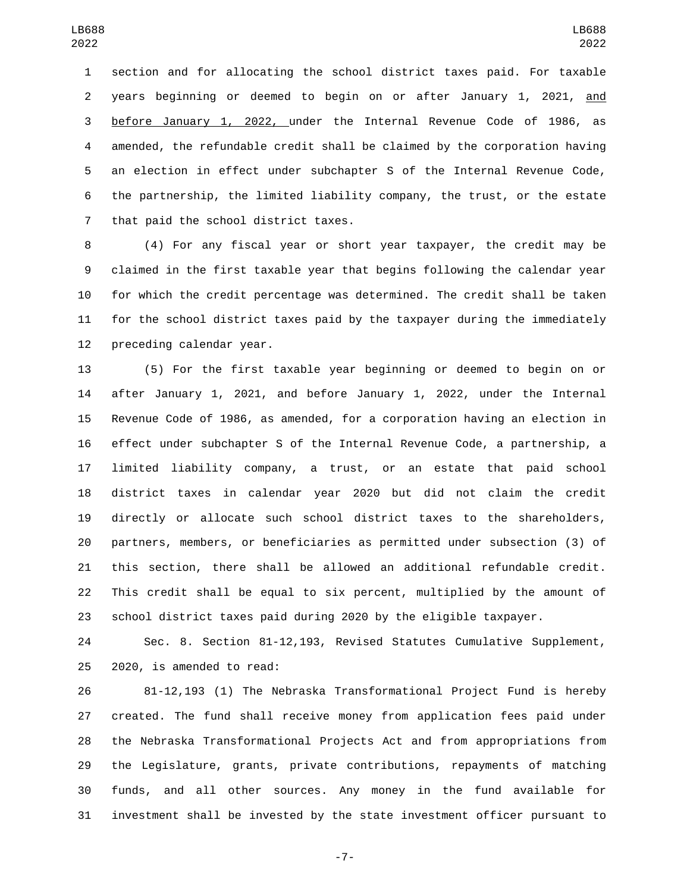section and for allocating the school district taxes paid. For taxable years beginning or deemed to begin on or after January 1, 2021, and before January 1, 2022, under the Internal Revenue Code of 1986, as amended, the refundable credit shall be claimed by the corporation having an election in effect under subchapter S of the Internal Revenue Code, the partnership, the limited liability company, the trust, or the estate that paid the school district taxes.

(4) For any fiscal year or short year taxpayer, the credit may be claimed in the first taxable year that begins following the calendar year for which the credit percentage was determined. The credit shall be taken for the school district taxes paid by the taxpayer during the immediately preceding calendar year.

(5) For the first taxable year beginning or deemed to begin on or after January 1, 2021, and before January 1, 2022, under the Internal Revenue Code of 1986, as amended, for a corporation having an election in effect under subchapter S of the Internal Revenue Code, a partnership, a limited liability company, a trust, or an estate that paid school district taxes in calendar year 2020 but did not claim the credit directly or allocate such school district taxes to the shareholders, partners, members, or beneficiaries as permitted under subsection (3) of this section, there shall be allowed an additional refundable credit. This credit shall be equal to six percent, multiplied by the amount of school district taxes paid during 2020 by the eligible taxpayer.

Sec. 8. Section 81-12,193, Revised Statutes Cumulative Supplement, 2020, is amended to read:

81-12,193 (1) The Nebraska Transformational Project Fund is hereby created. The fund shall receive money from application fees paid under the Nebraska Transformational Projects Act and from appropriations from the Legislature, grants, private contributions, repayments of matching funds, and all other sources. Any money in the fund available for investment shall be invested by the state investment officer pursuant to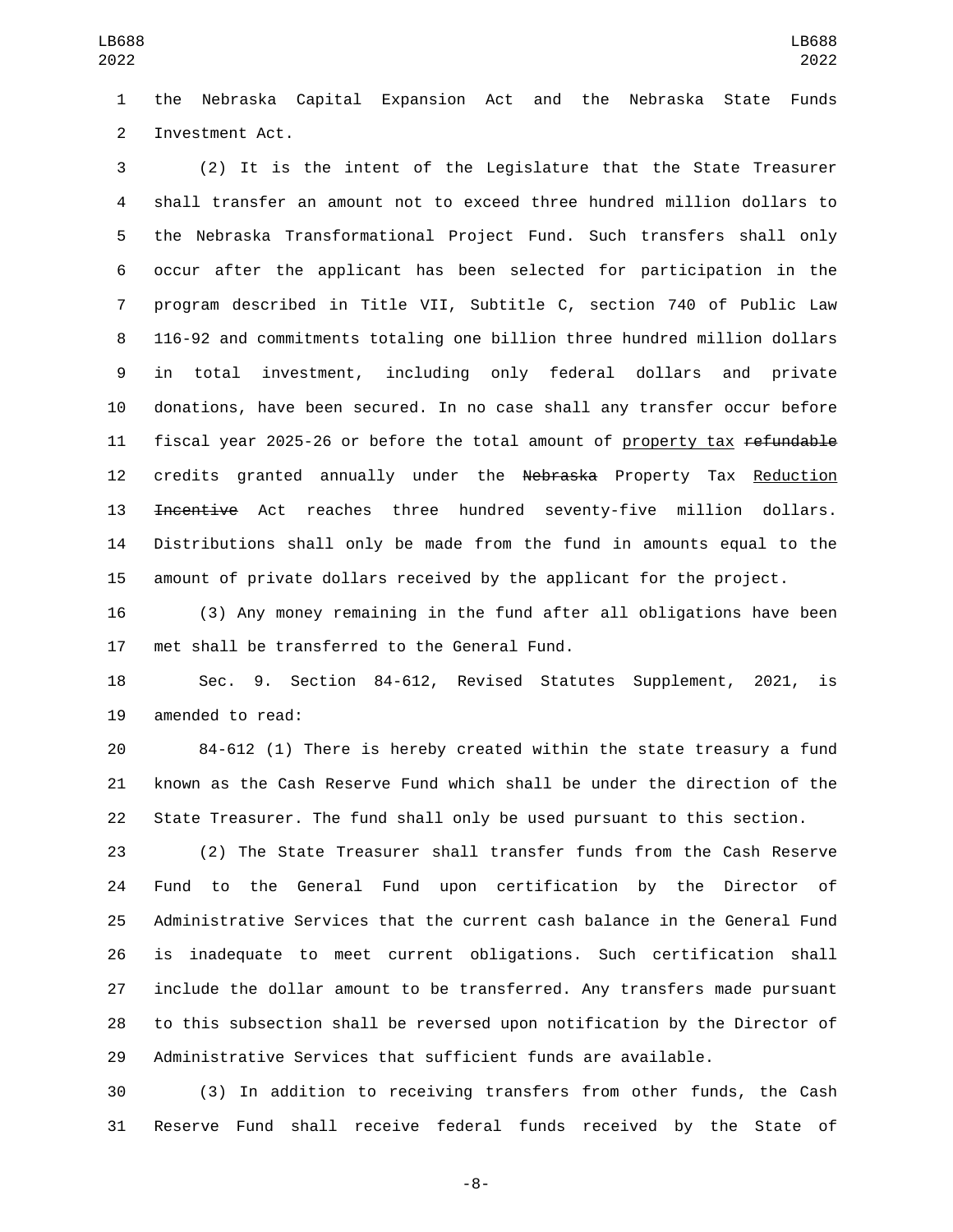the Nebraska Capital Expansion Act and the Nebraska State Funds Investment Act.

(2) It is the intent of the Legislature that the State Treasurer shall transfer an amount not to exceed three hundred million dollars to the Nebraska Transformational Project Fund. Such transfers shall only occur after the applicant has been selected for participation in the program described in Title VII, Subtitle C, section 740 of Public Law 116-92 and commitments totaling one billion three hundred million dollars in total investment, including only federal dollars and private donations, have been secured. In no case shall any transfer occur before fiscal year 2025-26 or before the total amount of property tax ~~refundable~~ credits granted annually under the ~~Nebraska~~ Property Tax Reduction ~~Incentive~~ Act reaches three hundred seventy-five million dollars. Distributions shall only be made from the fund in amounts equal to the amount of private dollars received by the applicant for the project.

(3) Any money remaining in the fund after all obligations have been met shall be transferred to the General Fund.

Sec. 9. Section 84-612, Revised Statutes Supplement, 2021, is amended to read:

84-612 (1) There is hereby created within the state treasury a fund known as the Cash Reserve Fund which shall be under the direction of the State Treasurer. The fund shall only be used pursuant to this section.

(2) The State Treasurer shall transfer funds from the Cash Reserve Fund to the General Fund upon certification by the Director of Administrative Services that the current cash balance in the General Fund is inadequate to meet current obligations. Such certification shall include the dollar amount to be transferred. Any transfers made pursuant to this subsection shall be reversed upon notification by the Director of Administrative Services that sufficient funds are available.

(3) In addition to receiving transfers from other funds, the Cash Reserve Fund shall receive federal funds received by the State of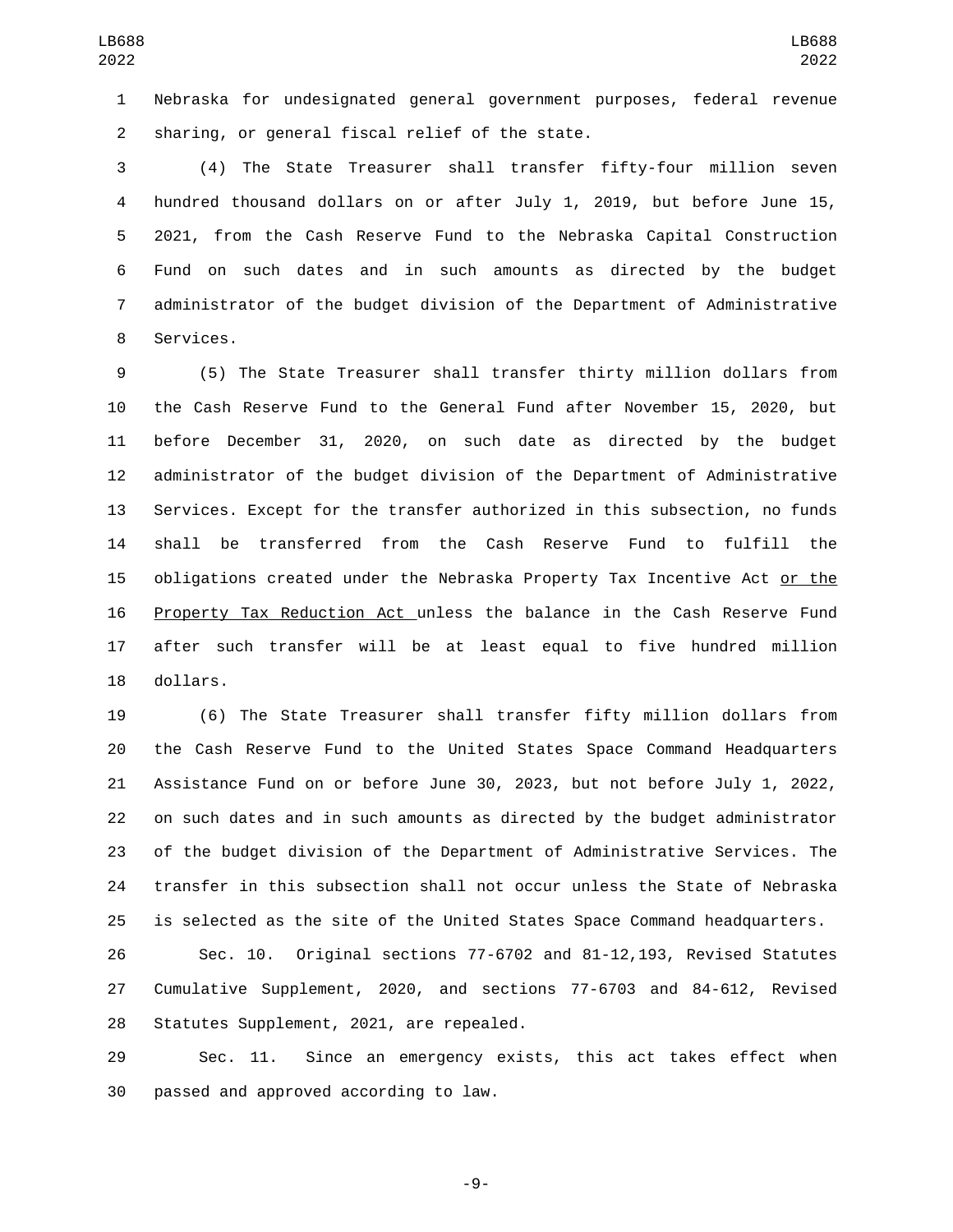Nebraska for undesignated general government purposes, federal revenue sharing, or general fiscal relief of the state.

(4) The State Treasurer shall transfer fifty-four million seven hundred thousand dollars on or after July 1, 2019, but before June 15, 2021, from the Cash Reserve Fund to the Nebraska Capital Construction Fund on such dates and in such amounts as directed by the budget administrator of the budget division of the Department of Administrative Services.

(5) The State Treasurer shall transfer thirty million dollars from the Cash Reserve Fund to the General Fund after November 15, 2020, but before December 31, 2020, on such date as directed by the budget administrator of the budget division of the Department of Administrative Services. Except for the transfer authorized in this subsection, no funds shall be transferred from the Cash Reserve Fund to fulfill the obligations created under the Nebraska Property Tax Incentive Act or the Property Tax Reduction Act unless the balance in the Cash Reserve Fund after such transfer will be at least equal to five hundred million dollars.

(6) The State Treasurer shall transfer fifty million dollars from the Cash Reserve Fund to the United States Space Command Headquarters Assistance Fund on or before June 30, 2023, but not before July 1, 2022, on such dates and in such amounts as directed by the budget administrator of the budget division of the Department of Administrative Services. The transfer in this subsection shall not occur unless the State of Nebraska is selected as the site of the United States Space Command headquarters.

Sec. 10. Original sections 77-6702 and 81-12,193, Revised Statutes Cumulative Supplement, 2020, and sections 77-6703 and 84-612, Revised Statutes Supplement, 2021, are repealed.

Sec. 11. Since an emergency exists, this act takes effect when passed and approved according to law.